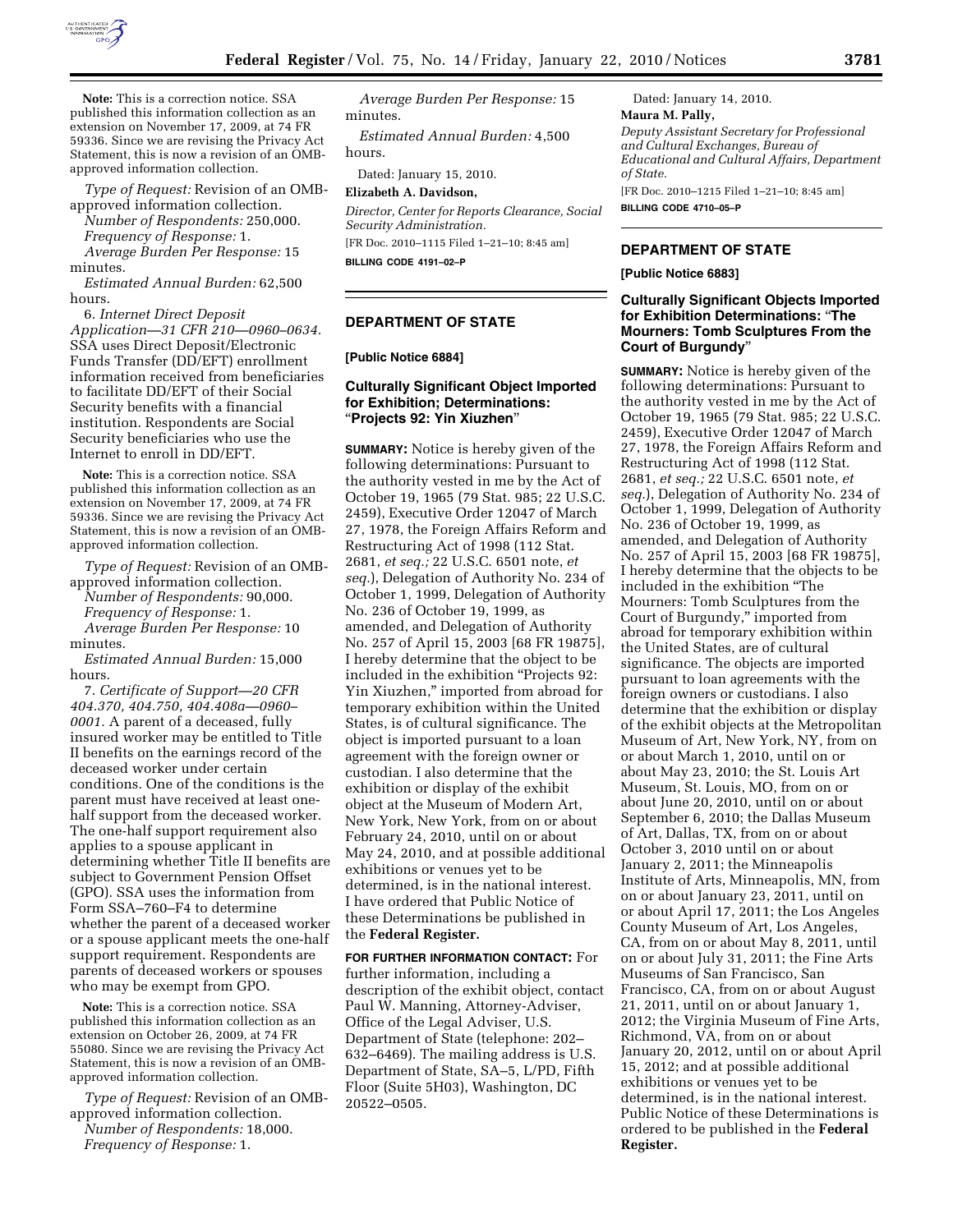**Note:** This is a correction notice. SSA published this information collection as an extension on November 17, 2009, at 74 FR 59336. Since we are revising the Privacy Act Statement, this is now a revision of an OMB-approved information collection.

*Type of Request:* Revision of an OMB-approved information collection.

*Number of Respondents:* 250,000.

*Frequency of Response:* 1.

*Average Burden Per Response:* 15 minutes.

*Estimated Annual Burden:* 62,500 hours.

6. *Internet Direct Deposit Application—31 CFR 210—0960–0634.* SSA uses Direct Deposit/Electronic Funds Transfer (DD/EFT) enrollment information received from beneficiaries to facilitate DD/EFT of their Social Security benefits with a financial institution. Respondents are Social Security beneficiaries who use the Internet to enroll in DD/EFT.

**Note:** This is a correction notice. SSA published this information collection as an extension on November 17, 2009, at 74 FR 59336. Since we are revising the Privacy Act Statement, this is now a revision of an OMB-approved information collection.

*Type of Request:* Revision of an OMB-approved information collection.

*Number of Respondents:* 90,000.

*Frequency of Response:* 1.

*Average Burden Per Response:* 10 minutes.

*Estimated Annual Burden:* 15,000 hours.

7. *Certificate of Support—20 CFR 404.370, 404.750, 404.408a—0960–0001.* A parent of a deceased, fully insured worker may be entitled to Title II benefits on the earnings record of the deceased worker under certain conditions. One of the conditions is the parent must have received at least one-half support from the deceased worker. The one-half support requirement also applies to a spouse applicant in determining whether Title II benefits are subject to Government Pension Offset (GPO). SSA uses the information from Form SSA–760–F4 to determine whether the parent of a deceased worker or a spouse applicant meets the one-half support requirement. Respondents are parents of deceased workers or spouses who may be exempt from GPO.

**Note:** This is a correction notice. SSA published this information collection as an extension on October 26, 2009, at 74 FR 55080. Since we are revising the Privacy Act Statement, this is now a revision of an OMB-approved information collection.

*Type of Request:* Revision of an OMB-approved information collection.

*Number of Respondents:* 18,000.

*Frequency of Response:* 1.

*Average Burden Per Response:* 15 minutes.

*Estimated Annual Burden:* 4,500 hours.

Dated: January 15, 2010.

**Elizabeth A. Davidson,**

*Director, Center for Reports Clearance, Social Security Administration.*

[FR Doc. 2010–1115 Filed 1–21–10; 8:45 am]

**BILLING CODE 4191–02–P**

## DEPARTMENT OF STATE

**[Public Notice 6884]**

### Culturally Significant Object Imported for Exhibition; Determinations: "Projects 92: Yin Xiuzhen"

**SUMMARY:** Notice is hereby given of the following determinations: Pursuant to the authority vested in me by the Act of October 19, 1965 (79 Stat. 985; 22 U.S.C. 2459), Executive Order 12047 of March 27, 1978, the Foreign Affairs Reform and Restructuring Act of 1998 (112 Stat. 2681, *et seq.;* 22 U.S.C. 6501 note, *et seq.*), Delegation of Authority No. 234 of October 1, 1999, Delegation of Authority No. 236 of October 19, 1999, as amended, and Delegation of Authority No. 257 of April 15, 2003 [68 FR 19875], I hereby determine that the object to be included in the exhibition "Projects 92: Yin Xiuzhen," imported from abroad for temporary exhibition within the United States, is of cultural significance. The object is imported pursuant to a loan agreement with the foreign owner or custodian. I also determine that the exhibition or display of the exhibit object at the Museum of Modern Art, New York, New York, from on or about February 24, 2010, until on or about May 24, 2010, and at possible additional exhibitions or venues yet to be determined, is in the national interest. I have ordered that Public Notice of these Determinations be published in the **Federal Register.**

**FOR FURTHER INFORMATION CONTACT:** For further information, including a description of the exhibit object, contact Paul W. Manning, Attorney-Adviser, Office of the Legal Adviser, U.S. Department of State (telephone: 202–632–6469). The mailing address is U.S. Department of State, SA–5, L/PD, Fifth Floor (Suite 5H03), Washington, DC 20522–0505.

Dated: January 14, 2010.

**Maura M. Pally,**

*Deputy Assistant Secretary for Professional and Cultural Exchanges, Bureau of Educational and Cultural Affairs, Department of State.*

[FR Doc. 2010–1215 Filed 1–21–10; 8:45 am]

**BILLING CODE 4710–05–P**

## DEPARTMENT OF STATE

**[Public Notice 6883]**

### Culturally Significant Objects Imported for Exhibition Determinations: "The Mourners: Tomb Sculptures From the Court of Burgundy"

**SUMMARY:** Notice is hereby given of the following determinations: Pursuant to the authority vested in me by the Act of October 19, 1965 (79 Stat. 985; 22 U.S.C. 2459), Executive Order 12047 of March 27, 1978, the Foreign Affairs Reform and Restructuring Act of 1998 (112 Stat. 2681, *et seq.;* 22 U.S.C. 6501 note, *et seq.*), Delegation of Authority No. 234 of October 1, 1999, Delegation of Authority No. 236 of October 19, 1999, as amended, and Delegation of Authority No. 257 of April 15, 2003 [68 FR 19875], I hereby determine that the objects to be included in the exhibition "The Mourners: Tomb Sculptures from the Court of Burgundy," imported from abroad for temporary exhibition within the United States, are of cultural significance. The objects are imported pursuant to loan agreements with the foreign owners or custodians. I also determine that the exhibition or display of the exhibit objects at the Metropolitan Museum of Art, New York, NY, from on or about March 1, 2010, until on or about May 23, 2010; the St. Louis Art Museum, St. Louis, MO, from on or about June 20, 2010, until on or about September 6, 2010; the Dallas Museum of Art, Dallas, TX, from on or about October 3, 2010 until on or about January 2, 2011; the Minneapolis Institute of Arts, Minneapolis, MN, from on or about January 23, 2011, until on or about April 17, 2011; the Los Angeles County Museum of Art, Los Angeles, CA, from on or about May 8, 2011, until on or about July 31, 2011; the Fine Arts Museums of San Francisco, San Francisco, CA, from on or about August 21, 2011, until on or about January 1, 2012; the Virginia Museum of Fine Arts, Richmond, VA, from on or about January 20, 2012, until on or about April 15, 2012; and at possible additional exhibitions or venues yet to be determined, is in the national interest. Public Notice of these Determinations is ordered to be published in the **Federal Register.**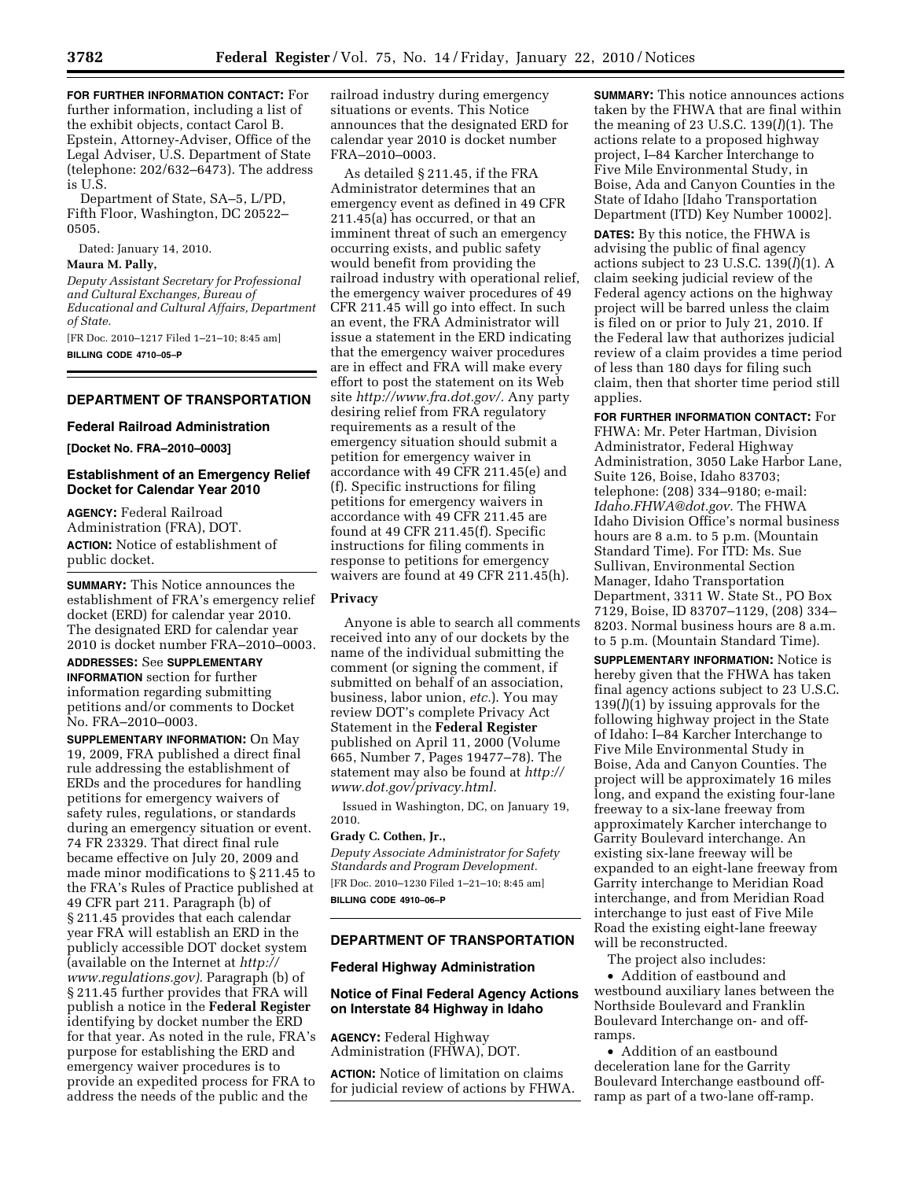**FOR FURTHER INFORMATION CONTACT:** For further information, including a list of the exhibit objects, contact Carol B. Epstein, Attorney-Adviser, Office of the Legal Adviser, U.S. Department of State (telephone: 202/632–6473). The address is U.S.

Department of State, SA–5, L/PD, Fifth Floor, Washington, DC 20522–0505.

Dated: January 14, 2010.

**Maura M. Pally,**

*Deputy Assistant Secretary for Professional and Cultural Exchanges, Bureau of Educational and Cultural Affairs, Department of State.*

[FR Doc. 2010–1217 Filed 1–21–10; 8:45 am]

**BILLING CODE 4710–05–P**

## DEPARTMENT OF TRANSPORTATION

### Federal Railroad Administration

**[Docket No. FRA–2010–0003]**

### Establishment of an Emergency Relief Docket for Calendar Year 2010

**AGENCY:** Federal Railroad Administration (FRA), DOT.

**ACTION:** Notice of establishment of public docket.

**SUMMARY:** This Notice announces the establishment of FRA's emergency relief docket (ERD) for calendar year 2010. The designated ERD for calendar year 2010 is docket number FRA–2010–0003.

**ADDRESSES:** See **SUPPLEMENTARY INFORMATION** section for further information regarding submitting petitions and/or comments to Docket No. FRA–2010–0003.

**SUPPLEMENTARY INFORMATION:** On May 19, 2009, FRA published a direct final rule addressing the establishment of ERDs and the procedures for handling petitions for emergency waivers of safety rules, regulations, or standards during an emergency situation or event. 74 FR 23329. That direct final rule became effective on July 20, 2009 and made minor modifications to § 211.45 to the FRA's Rules of Practice published at 49 CFR part 211. Paragraph (b) of § 211.45 provides that each calendar year FRA will establish an ERD in the publicly accessible DOT docket system (available on the Internet at *http://www.regulations.gov).* Paragraph (b) of § 211.45 further provides that FRA will publish a notice in the **Federal Register** identifying by docket number the ERD for that year. As noted in the rule, FRA's purpose for establishing the ERD and emergency waiver procedures is to provide an expedited process for FRA to address the needs of the public and the railroad industry during emergency situations or events. This Notice announces that the designated ERD for calendar year 2010 is docket number FRA–2010–0003.

As detailed § 211.45, if the FRA Administrator determines that an emergency event as defined in 49 CFR 211.45(a) has occurred, or that an imminent threat of such an emergency occurring exists, and public safety would benefit from providing the railroad industry with operational relief, the emergency waiver procedures of 49 CFR 211.45 will go into effect. In such an event, the FRA Administrator will issue a statement in the ERD indicating that the emergency waiver procedures are in effect and FRA will make every effort to post the statement on its Web site *http://www.fra.dot.gov/.* Any party desiring relief from FRA regulatory requirements as a result of the emergency situation should submit a petition for emergency waiver in accordance with 49 CFR 211.45(e) and (f). Specific instructions for filing petitions for emergency waivers in accordance with 49 CFR 211.45 are found at 49 CFR 211.45(f). Specific instructions for filing comments in response to petitions for emergency waivers are found at 49 CFR 211.45(h).

#### Privacy

Anyone is able to search all comments received into any of our dockets by the name of the individual submitting the comment (or signing the comment, if submitted on behalf of an association, business, labor union, *etc.*). You may review DOT's complete Privacy Act Statement in the **Federal Register** published on April 11, 2000 (Volume 665, Number 7, Pages 19477–78). The statement may also be found at *http://www.dot.gov/privacy.html.*

Issued in Washington, DC, on January 19, 2010.

**Grady C. Cothen, Jr.,**

*Deputy Associate Administrator for Safety Standards and Program Development.*

[FR Doc. 2010–1230 Filed 1–21–10; 8:45 am]

**BILLING CODE 4910–06–P**

## DEPARTMENT OF TRANSPORTATION

### Federal Highway Administration

### Notice of Final Federal Agency Actions on Interstate 84 Highway in Idaho

**AGENCY:** Federal Highway Administration (FHWA), DOT.

**ACTION:** Notice of limitation on claims for judicial review of actions by FHWA.

**SUMMARY:** This notice announces actions taken by the FHWA that are final within the meaning of 23 U.S.C. 139(*l*)(1). The actions relate to a proposed highway project, I–84 Karcher Interchange to Five Mile Environmental Study, in Boise, Ada and Canyon Counties in the State of Idaho [Idaho Transportation Department (ITD) Key Number 10002].

**DATES:** By this notice, the FHWA is advising the public of final agency actions subject to 23 U.S.C. 139(*l*)(1). A claim seeking judicial review of the Federal agency actions on the highway project will be barred unless the claim is filed on or prior to July 21, 2010. If the Federal law that authorizes judicial review of a claim provides a time period of less than 180 days for filing such claim, then that shorter time period still applies.

**FOR FURTHER INFORMATION CONTACT:** For FHWA: Mr. Peter Hartman, Division Administrator, Federal Highway Administration, 3050 Lake Harbor Lane, Suite 126, Boise, Idaho 83703; telephone: (208) 334–9180; e-mail: *Idaho.FHWA@dot.gov.* The FHWA Idaho Division Office's normal business hours are 8 a.m. to 5 p.m. (Mountain Standard Time). For ITD: Ms. Sue Sullivan, Environmental Section Manager, Idaho Transportation Department, 3311 W. State St., PO Box 7129, Boise, ID 83707–1129, (208) 334–8203. Normal business hours are 8 a.m. to 5 p.m. (Mountain Standard Time).

**SUPPLEMENTARY INFORMATION:** Notice is hereby given that the FHWA has taken final agency actions subject to 23 U.S.C. 139(*l*)(1) by issuing approvals for the following highway project in the State of Idaho: I–84 Karcher Interchange to Five Mile Environmental Study in Boise, Ada and Canyon Counties. The project will be approximately 16 miles long, and expand the existing four-lane freeway to a six-lane freeway from approximately Karcher interchange to Garrity Boulevard interchange. An existing six-lane freeway will be expanded to an eight-lane freeway from Garrity interchange to Meridian Road interchange, and from Meridian Road interchange to just east of Five Mile Road the existing eight-lane freeway will be reconstructed.

The project also includes:

- Addition of eastbound and westbound auxiliary lanes between the Northside Boulevard and Franklin Boulevard Interchange on- and off-ramps.
- Addition of an eastbound deceleration lane for the Garrity Boulevard Interchange eastbound off-ramp as part of a two-lane off-ramp.